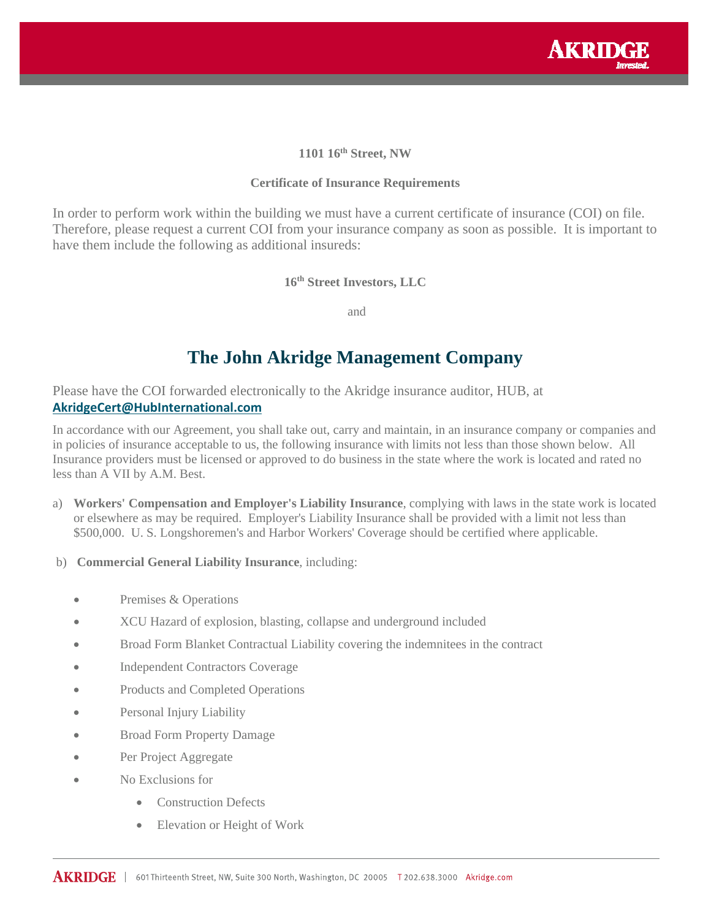**1101 16th Street, NW**

**Certificate of Insurance Requirements**

In order to perform work within the building we must have a current certificate of insurance (COI) on file. Therefore, please request a current COI from your insurance company as soon as possible. It is important to have them include the following as additional insureds:

**16th Street Investors, LLC**

and

## The John Akridge Management Company

Please have the COI forwarded electronically to the Akridge insurance auditor, HUB, at **AkridgeCert@HubInternational.com**

In accordance with our Agreement, you shall take out, carry and maintain, in an insurance company or companies and in policies of insurance acceptable to us, the following insurance with limits not less than those shown below. All Insurance providers must be licensed or approved to do business in the state where the work is located and rated no less than A VII by A.M. Best.

a) **Workers' Compensation and Employer's Liability Insurance**, complying with laws in the state work is located or elsewhere as may be required. Employer's Liability Insurance shall be provided with a limit not less than $500,000. U. S. Longshoremen's and Harbor Workers' Coverage should be certified where applicable.

b) **Commercial General Liability Insurance**, including:

- Premises & Operations
- XCU Hazard of explosion, blasting, collapse and underground included
- Broad Form Blanket Contractual Liability covering the indemnitees in the contract
- Independent Contractors Coverage
- Products and Completed Operations
- Personal Injury Liability
- Broad Form Property Damage
- Per Project Aggregate
- No Exclusions for
  - Construction Defects
  - Elevation or Height of Work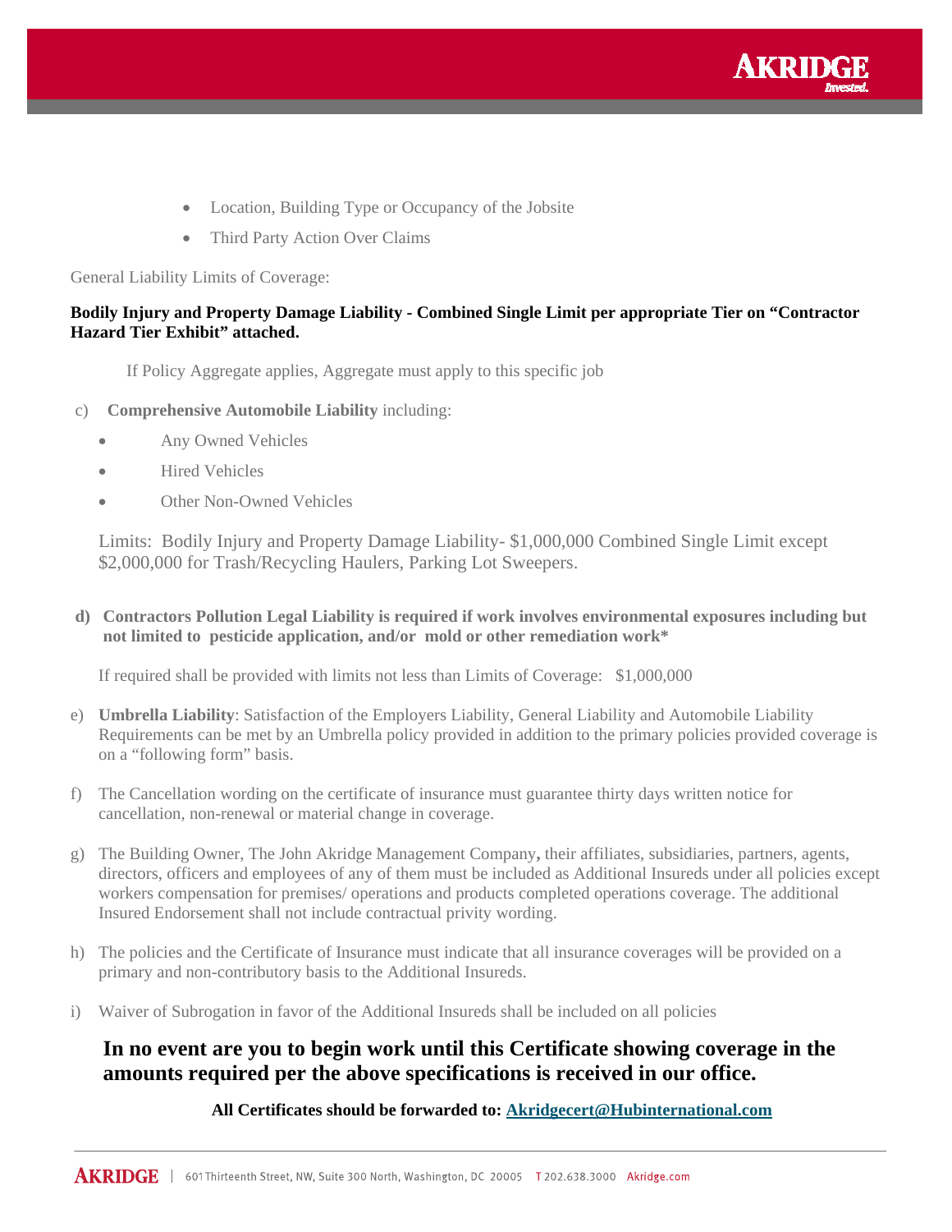- Location, Building Type or Occupancy of the Jobsite
- Third Party Action Over Claims

General Liability Limits of Coverage:

**Bodily Injury and Property Damage Liability - Combined Single Limit per appropriate Tier on "Contractor Hazard Tier Exhibit" attached.**

If Policy Aggregate applies, Aggregate must apply to this specific job

c) **Comprehensive Automobile Liability** including:

- Any Owned Vehicles
- Hired Vehicles
- Other Non-Owned Vehicles

Limits: Bodily Injury and Property Damage Liability- $1,000,000 Combined Single Limit except $2,000,000 for Trash/Recycling Haulers, Parking Lot Sweepers.

d) **Contractors Pollution Legal Liability is required if work involves environmental exposures including but not limited to pesticide application, and/or mold or other remediation work***

If required shall be provided with limits not less than Limits of Coverage: $1,000,000

e) **Umbrella Liability**: Satisfaction of the Employers Liability, General Liability and Automobile Liability Requirements can be met by an Umbrella policy provided in addition to the primary policies provided coverage is on a "following form" basis.

f) The Cancellation wording on the certificate of insurance must guarantee thirty days written notice for cancellation, non-renewal or material change in coverage.

g) The Building Owner, The John Akridge Management Company, their affiliates, subsidiaries, partners, agents, directors, officers and employees of any of them must be included as Additional Insureds under all policies except workers compensation for premises/ operations and products completed operations coverage. The additional Insured Endorsement shall not include contractual privity wording.

h) The policies and the Certificate of Insurance must indicate that all insurance coverages will be provided on a primary and non-contributory basis to the Additional Insureds.

i) Waiver of Subrogation in favor of the Additional Insureds shall be included on all policies

**In no event are you to begin work until this Certificate showing coverage in the amounts required per the above specifications is received in our office.**

**All Certificates should be forwarded to: Akridgecert@Hubinternational.com**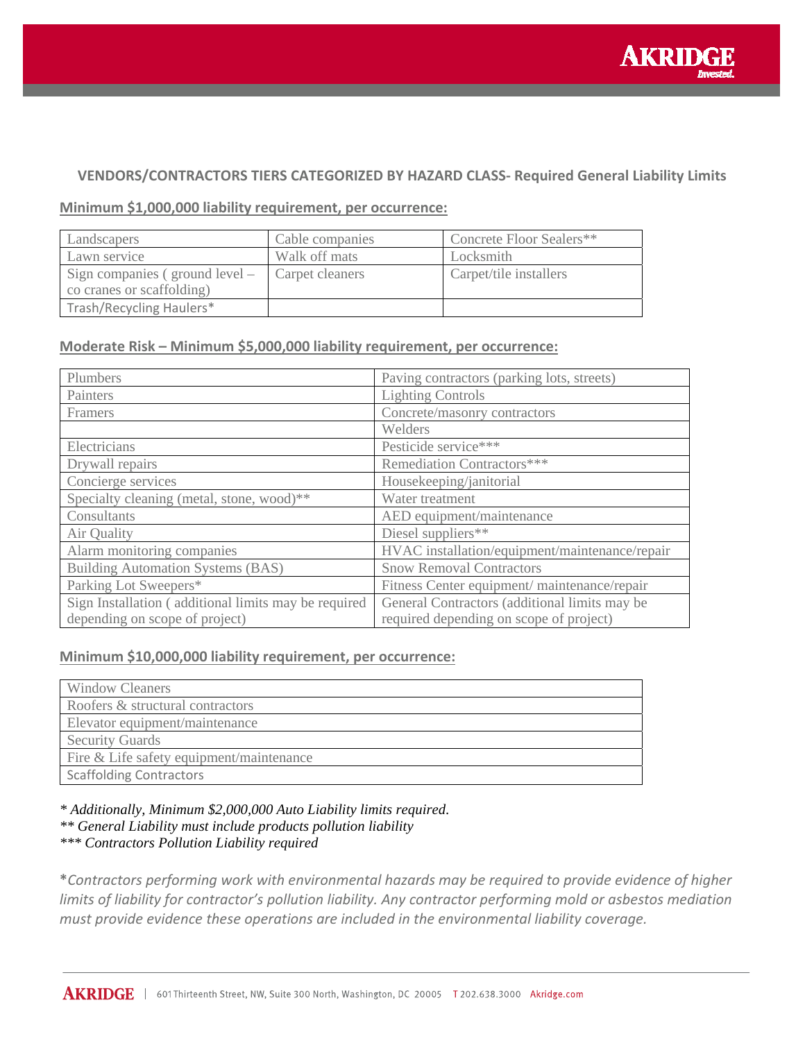## VENDORS/CONTRACTORS TIERS CATEGORIZED BY HAZARD CLASS- Required General Liability Limits

**Minimum $1,000,000 liability requirement, per occurrence:**

| | | |
|---|---|---|
| Landscapers | Cable companies | Concrete Floor Sealers** |
| Lawn service | Walk off mats | Locksmith |
| Sign companies ( ground level – co cranes or scaffolding) | Carpet cleaners | Carpet/tile installers |
| Trash/Recycling Haulers* | | |

**Moderate Risk – Minimum $5,000,000 liability requirement, per occurrence:**

| | |
|---|---|
| Plumbers | Paving contractors (parking lots, streets) |
| Painters | Lighting Controls |
| Framers | Concrete/masonry contractors |
| | Welders |
| Electricians | Pesticide service*** |
| Drywall repairs | Remediation Contractors*** |
| Concierge services | Housekeeping/janitorial |
| Specialty cleaning (metal, stone, wood)** | Water treatment |
| Consultants | AED equipment/maintenance |
| Air Quality | Diesel suppliers** |
| Alarm monitoring companies | HVAC installation/equipment/maintenance/repair |
| Building Automation Systems (BAS) | Snow Removal Contractors |
| Parking Lot Sweepers* | Fitness Center equipment/ maintenance/repair |
| Sign Installation ( additional limits may be required depending on scope of project) | General Contractors (additional limits may be required depending on scope of project) |

**Minimum $10,000,000 liability requirement, per occurrence:**

| |
|---|
| Window Cleaners |
| Roofers & structural contractors |
| Elevator equipment/maintenance |
| Security Guards |
| Fire & Life safety equipment/maintenance |
| Scaffolding Contractors |

*\* Additionally, Minimum $2,000,000 Auto Liability limits required.*
*\*\* General Liability must include products pollution liability*
*\*\*\* Contractors Pollution Liability required*

\**Contractors performing work with environmental hazards may be required to provide evidence of higher limits of liability for contractor's pollution liability. Any contractor performing mold or asbestos mediation must provide evidence these operations are included in the environmental liability coverage.*